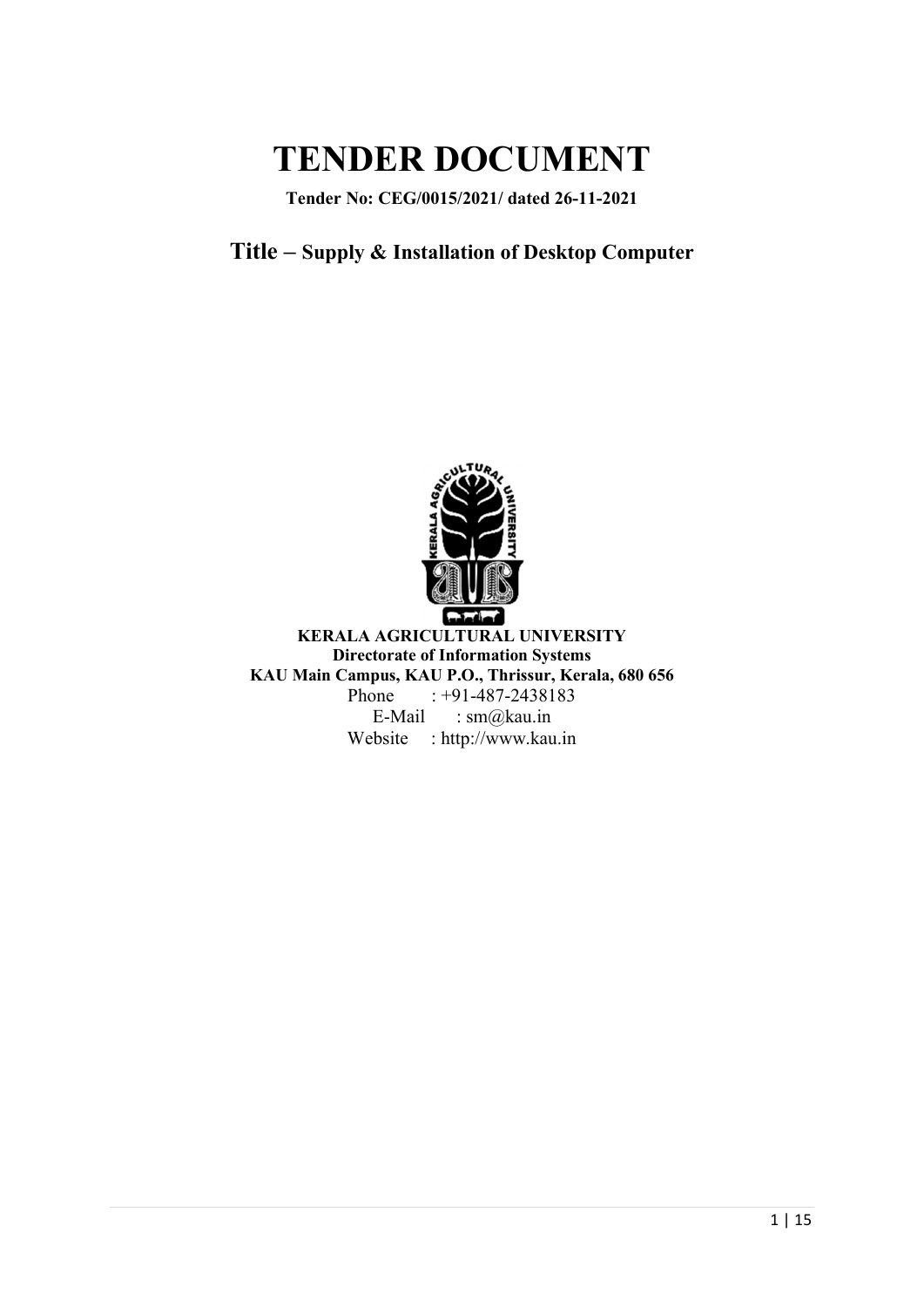# TENDER DOCUMENT

**Tender No: CEG/0015/2021/ dated 26-11-2021**

## Title – Supply & Installation of Desktop Computer

**KERALA AGRICULTURAL UNIVERSITY**
**Directorate of Information Systems**
**KAU Main Campus, KAU P.O., Thrissur, Kerala, 680 656**

Phone : +91-487-2438183
E-Mail : sm@kau.in
Website : http://www.kau.in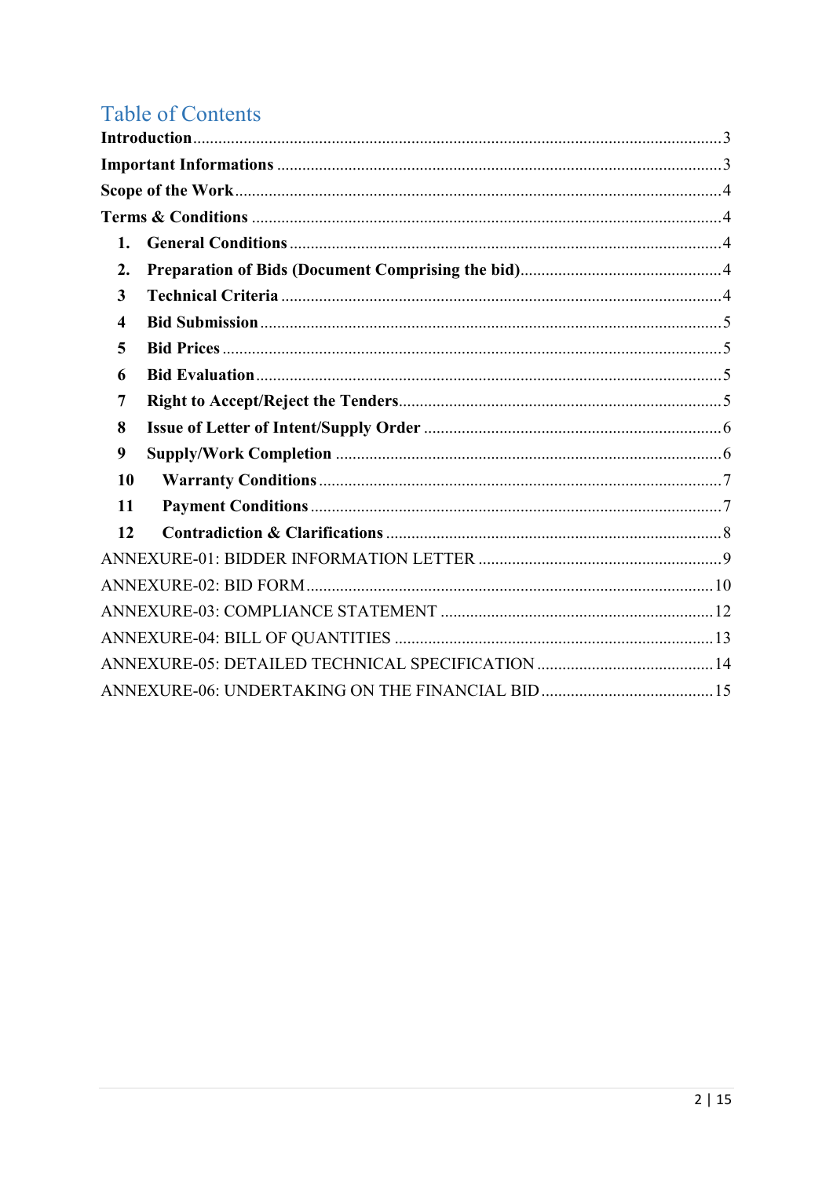# Table of Contents

**Introduction** ..... 3

**Important Informations** ..... 3

**Scope of the Work** ..... 4

**Terms & Conditions** ..... 4

1. **General Conditions** ..... 4
2. **Preparation of Bids (Document Comprising the bid)** ..... 4
3. **Technical Criteria** ..... 4
4. **Bid Submission** ..... 5
5. **Bid Prices** ..... 5
6. **Bid Evaluation** ..... 5
7. **Right to Accept/Reject the Tenders** ..... 5
8. **Issue of Letter of Intent/Supply Order** ..... 6
9. **Supply/Work Completion** ..... 6
10. **Warranty Conditions** ..... 7
11. **Payment Conditions** ..... 7
12. **Contradiction & Clarifications** ..... 8

ANNEXURE-01: BIDDER INFORMATION LETTER ..... 9

ANNEXURE-02: BID FORM ..... 10

ANNEXURE-03: COMPLIANCE STATEMENT ..... 12

ANNEXURE-04: BILL OF QUANTITIES ..... 13

ANNEXURE-05: DETAILED TECHNICAL SPECIFICATION ..... 14

ANNEXURE-06: UNDERTAKING ON THE FINANCIAL BID ..... 15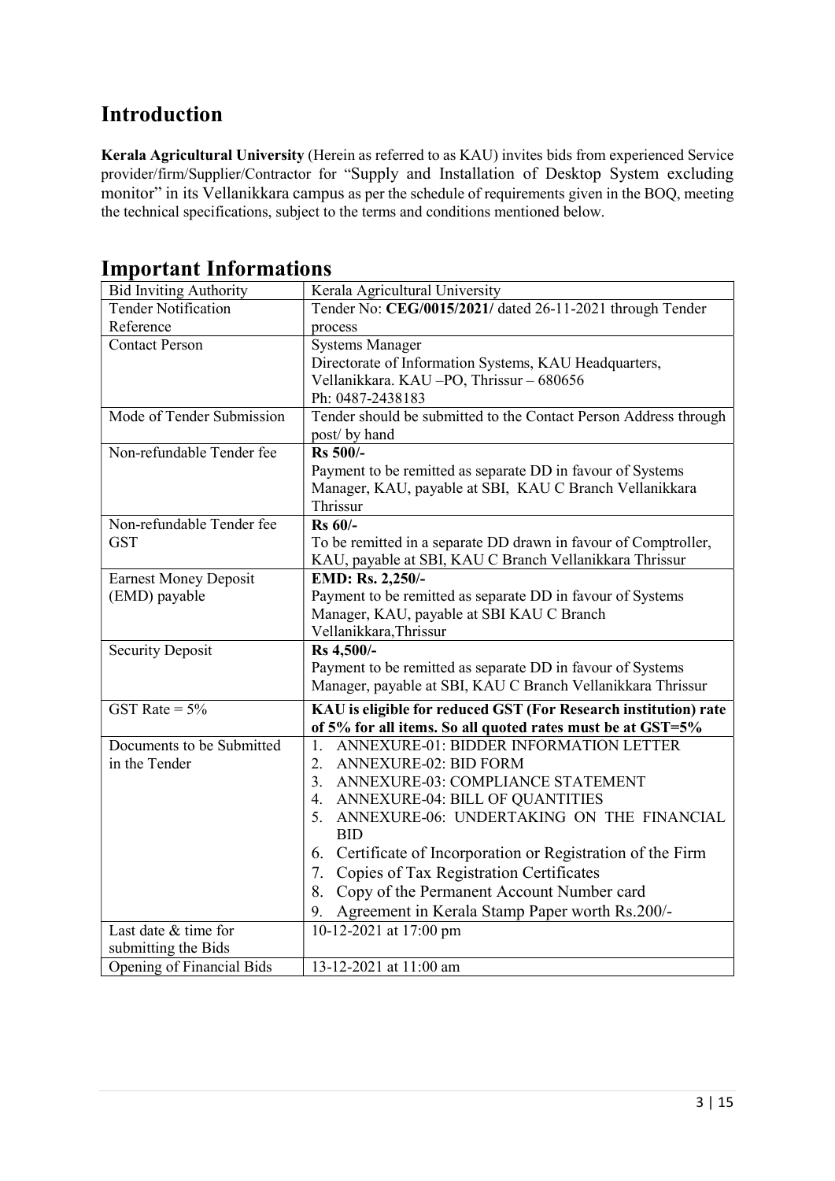# Introduction

**Kerala Agricultural University** (Herein as referred to as KAU) invites bids from experienced Service provider/firm/Supplier/Contractor for "Supply and Installation of Desktop System excluding monitor" in its Vellanikkara campus as per the schedule of requirements given in the BOQ, meeting the technical specifications, subject to the terms and conditions mentioned below.

# Important Informations

| Bid Inviting Authority | Kerala Agricultural University |
|---|---|
| Tender Notification Reference | Tender No: **CEG/0015/2021/** dated 26-11-2021 through Tender process |
| Contact Person | Systems Manager<br>Directorate of Information Systems, KAU Headquarters, Vellanikkara. KAU –PO, Thrissur – 680656<br>Ph: 0487-2438183 |
| Mode of Tender Submission | Tender should be submitted to the Contact Person Address through post/ by hand |
| Non-refundable Tender fee | **Rs 500/-**<br>Payment to be remitted as separate DD in favour of Systems Manager, KAU, payable at SBI, KAU C Branch Vellanikkara Thrissur |
| Non-refundable Tender fee GST | **Rs 60/-**<br>To be remitted in a separate DD drawn in favour of Comptroller, KAU, payable at SBI, KAU C Branch Vellanikkara Thrissur |
| Earnest Money Deposit (EMD) payable | **EMD: Rs. 2,250/-**<br>Payment to be remitted as separate DD in favour of Systems Manager, KAU, payable at SBI KAU C Branch Vellanikkara,Thrissur |
| Security Deposit | **Rs 4,500/-**<br>Payment to be remitted as separate DD in favour of Systems Manager, payable at SBI, KAU C Branch Vellanikkara Thrissur |
| GST Rate = 5% | **KAU is eligible for reduced GST (For Research institution) rate of 5% for all items. So all quoted rates must be at GST=5%** |
| Documents to be Submitted in the Tender | 1. ANNEXURE-01: BIDDER INFORMATION LETTER<br>2. ANNEXURE-02: BID FORM<br>3. ANNEXURE-03: COMPLIANCE STATEMENT<br>4. ANNEXURE-04: BILL OF QUANTITIES<br>5. ANNEXURE-06: UNDERTAKING ON THE FINANCIAL BID<br>6. Certificate of Incorporation or Registration of the Firm<br>7. Copies of Tax Registration Certificates<br>8. Copy of the Permanent Account Number card<br>9. Agreement in Kerala Stamp Paper worth Rs.200/- |
| Last date & time for submitting the Bids | 10-12-2021 at 17:00 pm |
| Opening of Financial Bids | 13-12-2021 at 11:00 am |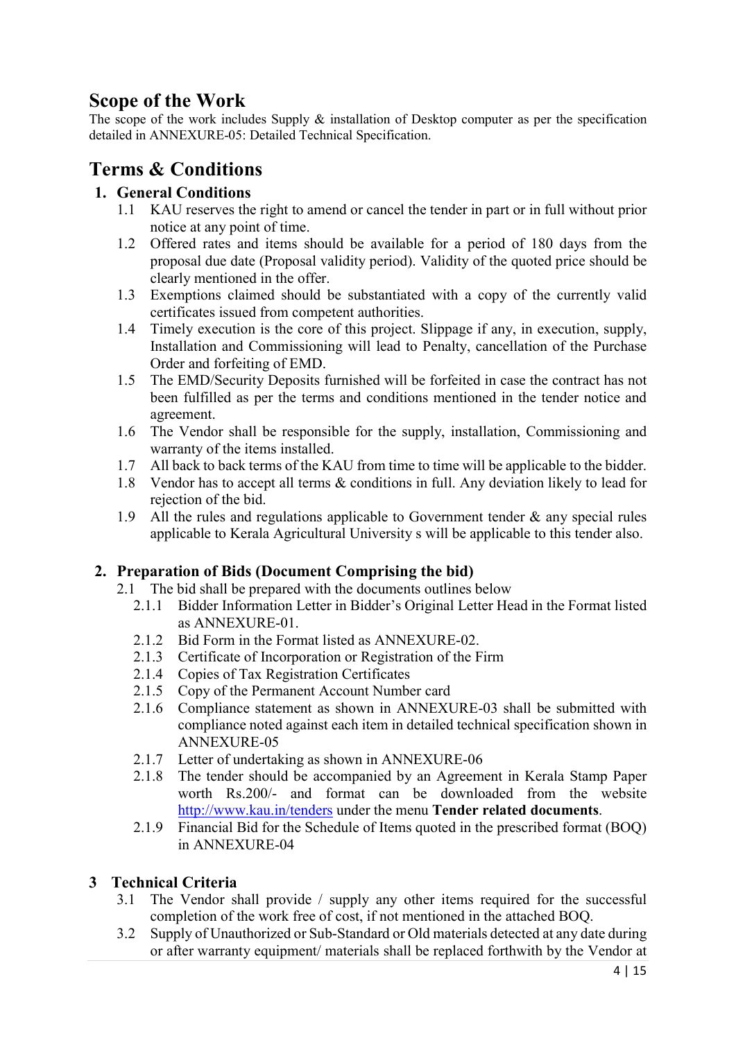# Scope of the Work

The scope of the work includes Supply & installation of Desktop computer as per the specification detailed in ANNEXURE-05: Detailed Technical Specification.

# Terms & Conditions

## 1. General Conditions

1.1 KAU reserves the right to amend or cancel the tender in part or in full without prior notice at any point of time.

1.2 Offered rates and items should be available for a period of 180 days from the proposal due date (Proposal validity period). Validity of the quoted price should be clearly mentioned in the offer.

1.3 Exemptions claimed should be substantiated with a copy of the currently valid certificates issued from competent authorities.

1.4 Timely execution is the core of this project. Slippage if any, in execution, supply, Installation and Commissioning will lead to Penalty, cancellation of the Purchase Order and forfeiting of EMD.

1.5 The EMD/Security Deposits furnished will be forfeited in case the contract has not been fulfilled as per the terms and conditions mentioned in the tender notice and agreement.

1.6 The Vendor shall be responsible for the supply, installation, Commissioning and warranty of the items installed.

1.7 All back to back terms of the KAU from time to time will be applicable to the bidder.

1.8 Vendor has to accept all terms & conditions in full. Any deviation likely to lead for rejection of the bid.

1.9 All the rules and regulations applicable to Government tender & any special rules applicable to Kerala Agricultural University s will be applicable to this tender also.

## 2. Preparation of Bids (Document Comprising the bid)

2.1 The bid shall be prepared with the documents outlines below

2.1.1 Bidder Information Letter in Bidder's Original Letter Head in the Format listed as ANNEXURE-01.

2.1.2 Bid Form in the Format listed as ANNEXURE-02.

2.1.3 Certificate of Incorporation or Registration of the Firm

2.1.4 Copies of Tax Registration Certificates

2.1.5 Copy of the Permanent Account Number card

2.1.6 Compliance statement as shown in ANNEXURE-03 shall be submitted with compliance noted against each item in detailed technical specification shown in ANNEXURE-05

2.1.7 Letter of undertaking as shown in ANNEXURE-06

2.1.8 The tender should be accompanied by an Agreement in Kerala Stamp Paper worth Rs.200/- and format can be downloaded from the website http://www.kau.in/tenders under the menu **Tender related documents**.

2.1.9 Financial Bid for the Schedule of Items quoted in the prescribed format (BOQ) in ANNEXURE-04

## 3 Technical Criteria

3.1 The Vendor shall provide / supply any other items required for the successful completion of the work free of cost, if not mentioned in the attached BOQ.

3.2 Supply of Unauthorized or Sub-Standard or Old materials detected at any date during or after warranty equipment/ materials shall be replaced forthwith by the Vendor at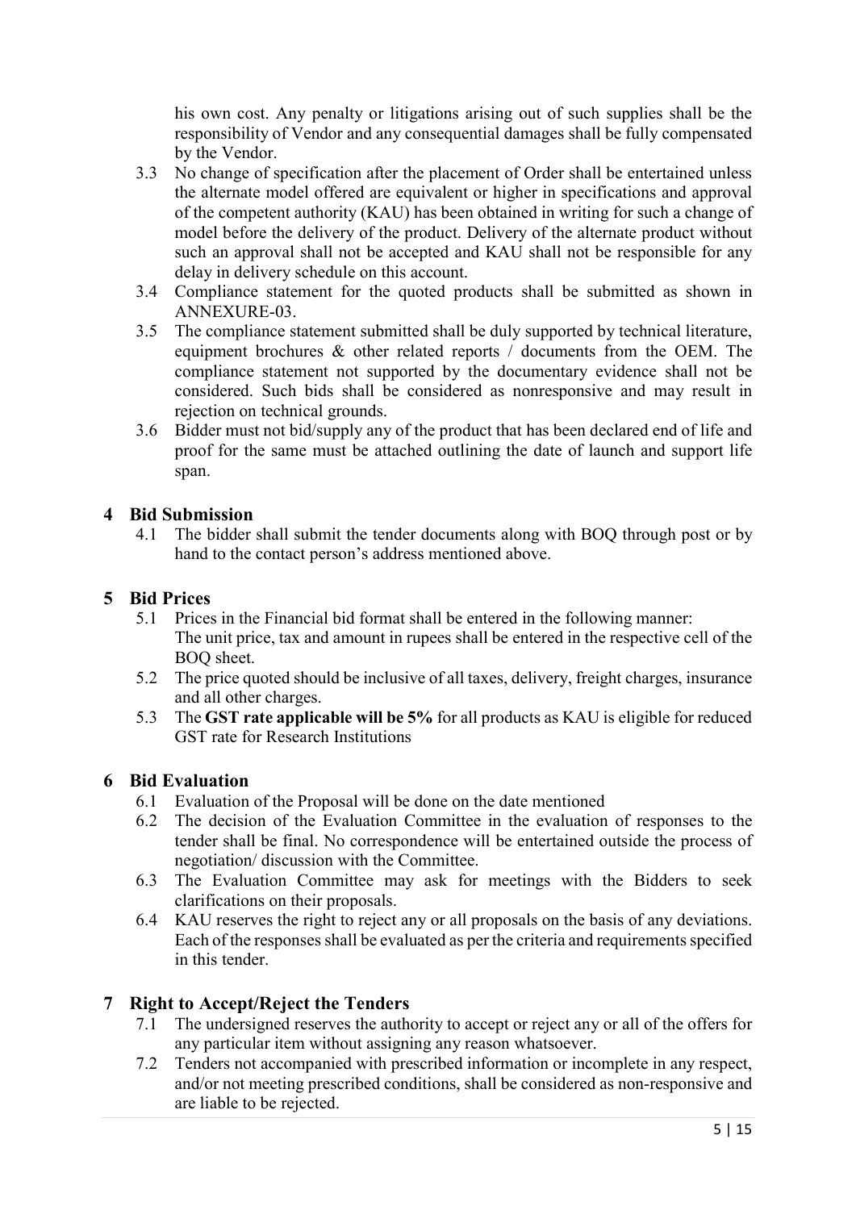his own cost. Any penalty or litigations arising out of such supplies shall be the responsibility of Vendor and any consequential damages shall be fully compensated by the Vendor.

3.3 No change of specification after the placement of Order shall be entertained unless the alternate model offered are equivalent or higher in specifications and approval of the competent authority (KAU) has been obtained in writing for such a change of model before the delivery of the product. Delivery of the alternate product without such an approval shall not be accepted and KAU shall not be responsible for any delay in delivery schedule on this account.

3.4 Compliance statement for the quoted products shall be submitted as shown in ANNEXURE-03.

3.5 The compliance statement submitted shall be duly supported by technical literature, equipment brochures & other related reports / documents from the OEM. The compliance statement not supported by the documentary evidence shall not be considered. Such bids shall be considered as nonresponsive and may result in rejection on technical grounds.

3.6 Bidder must not bid/supply any of the product that has been declared end of life and proof for the same must be attached outlining the date of launch and support life span.

## 4 Bid Submission

4.1 The bidder shall submit the tender documents along with BOQ through post or by hand to the contact person's address mentioned above.

## 5 Bid Prices

5.1 Prices in the Financial bid format shall be entered in the following manner:
The unit price, tax and amount in rupees shall be entered in the respective cell of the BOQ sheet.

5.2 The price quoted should be inclusive of all taxes, delivery, freight charges, insurance and all other charges.

5.3 The **GST rate applicable will be 5%** for all products as KAU is eligible for reduced GST rate for Research Institutions

## 6 Bid Evaluation

6.1 Evaluation of the Proposal will be done on the date mentioned

6.2 The decision of the Evaluation Committee in the evaluation of responses to the tender shall be final. No correspondence will be entertained outside the process of negotiation/ discussion with the Committee.

6.3 The Evaluation Committee may ask for meetings with the Bidders to seek clarifications on their proposals.

6.4 KAU reserves the right to reject any or all proposals on the basis of any deviations. Each of the responses shall be evaluated as per the criteria and requirements specified in this tender.

## 7 Right to Accept/Reject the Tenders

7.1 The undersigned reserves the authority to accept or reject any or all of the offers for any particular item without assigning any reason whatsoever.

7.2 Tenders not accompanied with prescribed information or incomplete in any respect, and/or not meeting prescribed conditions, shall be considered as non-responsive and are liable to be rejected.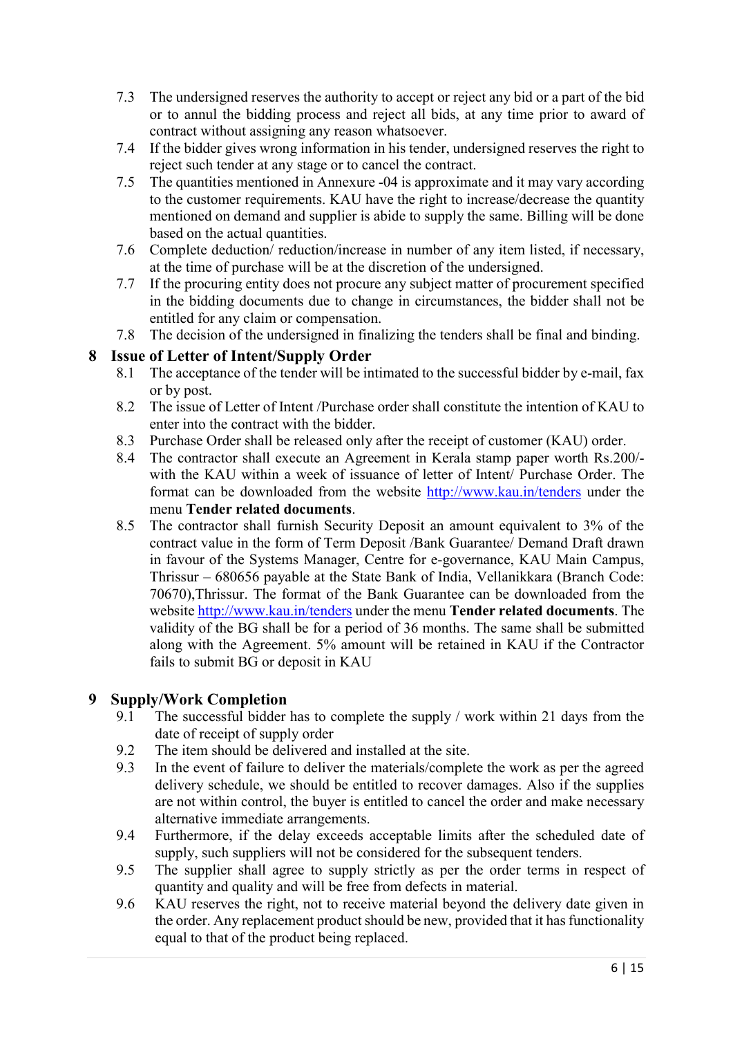7.3 The undersigned reserves the authority to accept or reject any bid or a part of the bid or to annul the bidding process and reject all bids, at any time prior to award of contract without assigning any reason whatsoever.

7.4 If the bidder gives wrong information in his tender, undersigned reserves the right to reject such tender at any stage or to cancel the contract.

7.5 The quantities mentioned in Annexure -04 is approximate and it may vary according to the customer requirements. KAU have the right to increase/decrease the quantity mentioned on demand and supplier is abide to supply the same. Billing will be done based on the actual quantities.

7.6 Complete deduction/ reduction/increase in number of any item listed, if necessary, at the time of purchase will be at the discretion of the undersigned.

7.7 If the procuring entity does not procure any subject matter of procurement specified in the bidding documents due to change in circumstances, the bidder shall not be entitled for any claim or compensation.

7.8 The decision of the undersigned in finalizing the tenders shall be final and binding.

## 8 Issue of Letter of Intent/Supply Order

8.1 The acceptance of the tender will be intimated to the successful bidder by e-mail, fax or by post.

8.2 The issue of Letter of Intent /Purchase order shall constitute the intention of KAU to enter into the contract with the bidder.

8.3 Purchase Order shall be released only after the receipt of customer (KAU) order.

8.4 The contractor shall execute an Agreement in Kerala stamp paper worth Rs.200/- with the KAU within a week of issuance of letter of Intent/ Purchase Order. The format can be downloaded from the website http://www.kau.in/tenders under the menu **Tender related documents**.

8.5 The contractor shall furnish Security Deposit an amount equivalent to 3% of the contract value in the form of Term Deposit /Bank Guarantee/ Demand Draft drawn in favour of the Systems Manager, Centre for e-governance, KAU Main Campus, Thrissur – 680656 payable at the State Bank of India, Vellanikkara (Branch Code: 70670),Thrissur. The format of the Bank Guarantee can be downloaded from the website http://www.kau.in/tenders under the menu **Tender related documents**. The validity of the BG shall be for a period of 36 months. The same shall be submitted along with the Agreement. 5% amount will be retained in KAU if the Contractor fails to submit BG or deposit in KAU

## 9 Supply/Work Completion

9.1 The successful bidder has to complete the supply / work within 21 days from the date of receipt of supply order

9.2 The item should be delivered and installed at the site.

9.3 In the event of failure to deliver the materials/complete the work as per the agreed delivery schedule, we should be entitled to recover damages. Also if the supplies are not within control, the buyer is entitled to cancel the order and make necessary alternative immediate arrangements.

9.4 Furthermore, if the delay exceeds acceptable limits after the scheduled date of supply, such suppliers will not be considered for the subsequent tenders.

9.5 The supplier shall agree to supply strictly as per the order terms in respect of quantity and quality and will be free from defects in material.

9.6 KAU reserves the right, not to receive material beyond the delivery date given in the order. Any replacement product should be new, provided that it has functionality equal to that of the product being replaced.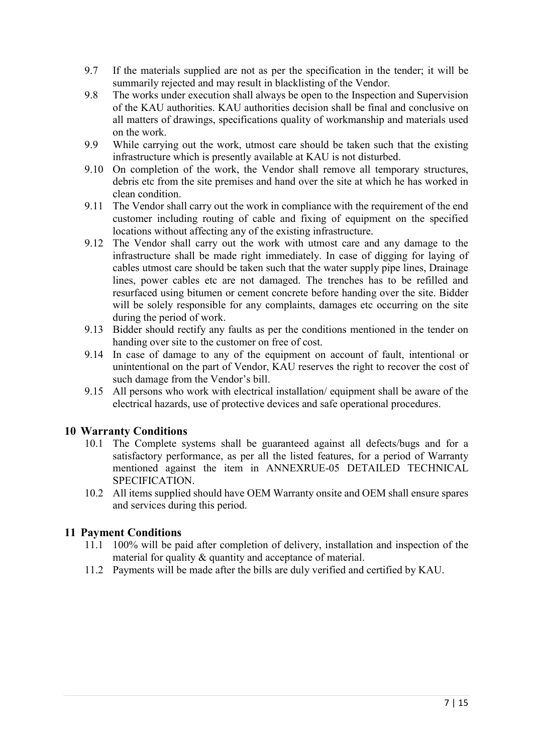9.7 If the materials supplied are not as per the specification in the tender; it will be summarily rejected and may result in blacklisting of the Vendor.

9.8 The works under execution shall always be open to the Inspection and Supervision of the KAU authorities. KAU authorities decision shall be final and conclusive on all matters of drawings, specifications quality of workmanship and materials used on the work.

9.9 While carrying out the work, utmost care should be taken such that the existing infrastructure which is presently available at KAU is not disturbed.

9.10 On completion of the work, the Vendor shall remove all temporary structures, debris etc from the site premises and hand over the site at which he has worked in clean condition.

9.11 The Vendor shall carry out the work in compliance with the requirement of the end customer including routing of cable and fixing of equipment on the specified locations without affecting any of the existing infrastructure.

9.12 The Vendor shall carry out the work with utmost care and any damage to the infrastructure shall be made right immediately. In case of digging for laying of cables utmost care should be taken such that the water supply pipe lines, Drainage lines, power cables etc are not damaged. The trenches has to be refilled and resurfaced using bitumen or cement concrete before handing over the site. Bidder will be solely responsible for any complaints, damages etc occurring on the site during the period of work.

9.13 Bidder should rectify any faults as per the conditions mentioned in the tender on handing over site to the customer on free of cost.

9.14 In case of damage to any of the equipment on account of fault, intentional or unintentional on the part of Vendor, KAU reserves the right to recover the cost of such damage from the Vendor's bill.

9.15 All persons who work with electrical installation/ equipment shall be aware of the electrical hazards, use of protective devices and safe operational procedures.

## 10 Warranty Conditions

10.1 The Complete systems shall be guaranteed against all defects/bugs and for a satisfactory performance, as per all the listed features, for a period of Warranty mentioned against the item in ANNEXRUE-05 DETAILED TECHNICAL SPECIFICATION.

10.2 All items supplied should have OEM Warranty onsite and OEM shall ensure spares and services during this period.

## 11 Payment Conditions

11.1 100% will be paid after completion of delivery, installation and inspection of the material for quality & quantity and acceptance of material.

11.2 Payments will be made after the bills are duly verified and certified by KAU.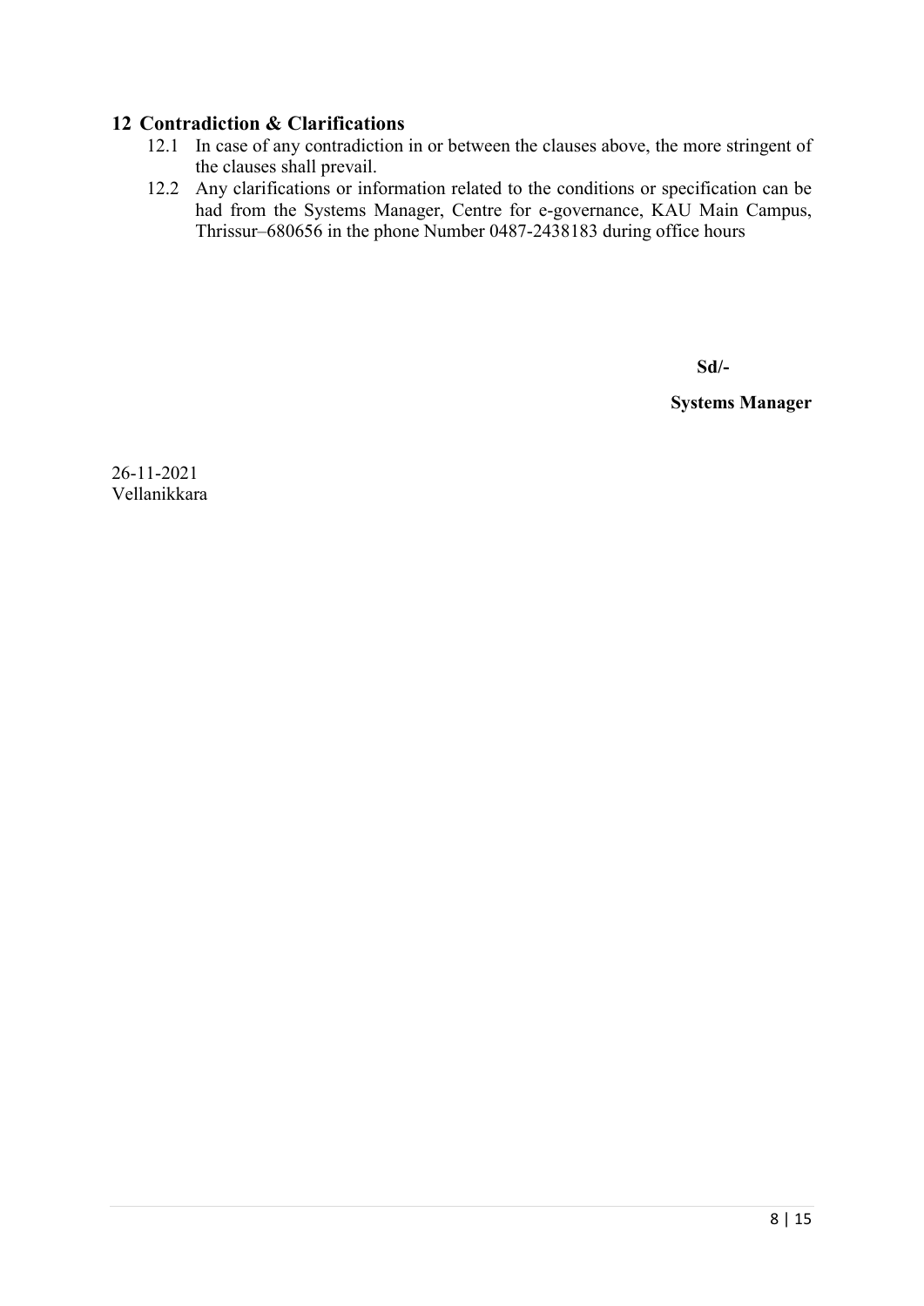## 12 Contradiction & Clarifications

12.1 In case of any contradiction in or between the clauses above, the more stringent of the clauses shall prevail.

12.2 Any clarifications or information related to the conditions or specification can be had from the Systems Manager, Centre for e-governance, KAU Main Campus, Thrissur–680656 in the phone Number 0487-2438183 during office hours

**Sd/-**

**Systems Manager**

26-11-2021
Vellanikkara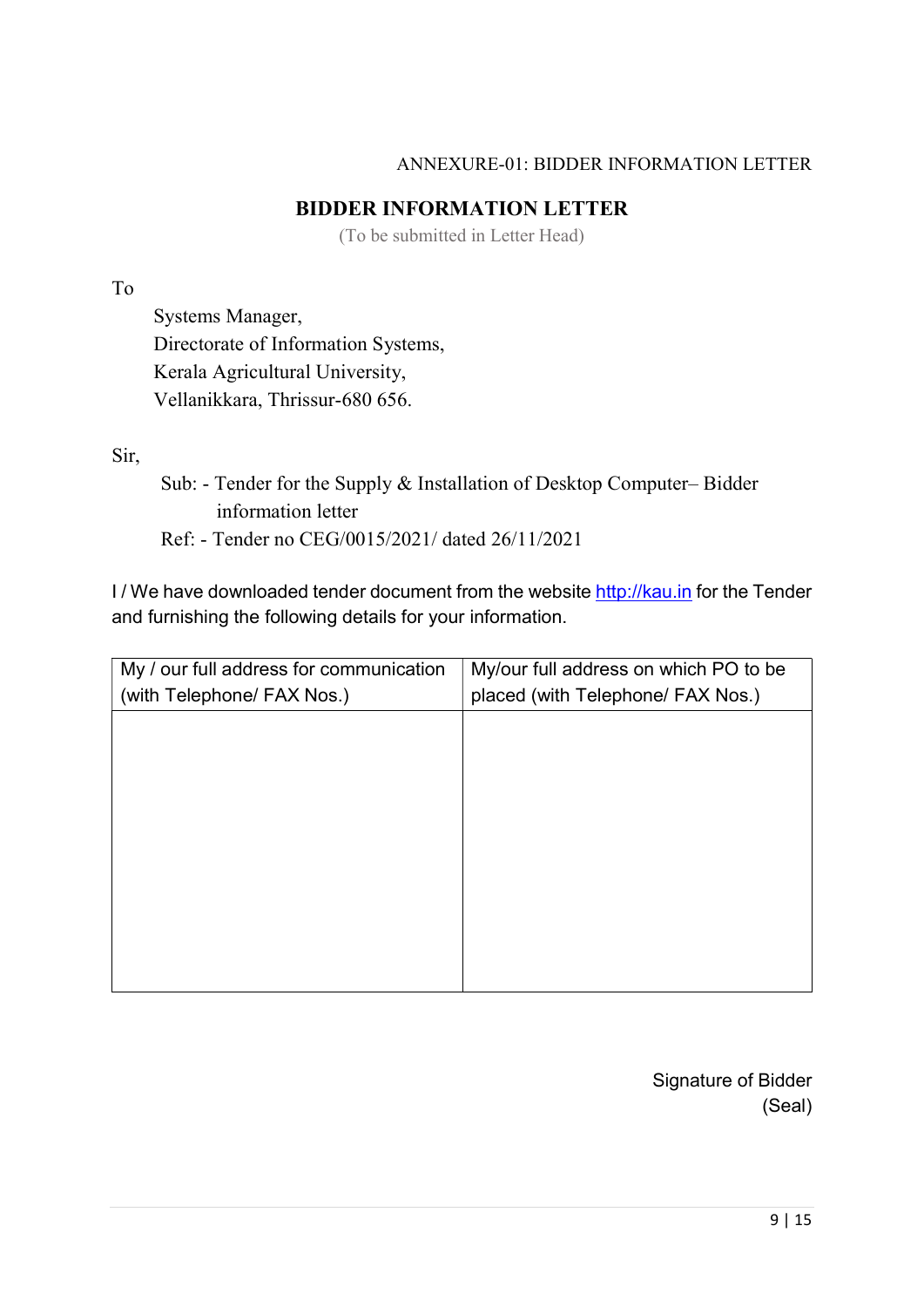ANNEXURE-01: BIDDER INFORMATION LETTER

## BIDDER INFORMATION LETTER

(To be submitted in Letter Head)

To

Systems Manager,
Directorate of Information Systems,
Kerala Agricultural University,
Vellanikkara, Thrissur-680 656.

Sir,

Sub: - Tender for the Supply & Installation of Desktop Computer– Bidder information letter

Ref: - Tender no CEG/0015/2021/ dated 26/11/2021

I / We have downloaded tender document from the website http://kau.in for the Tender and furnishing the following details for your information.

| My / our full address for communication (with Telephone/ FAX Nos.) | My/our full address on which PO to be placed (with Telephone/ FAX Nos.) |
|---|---|
| | |

Signature of Bidder
(Seal)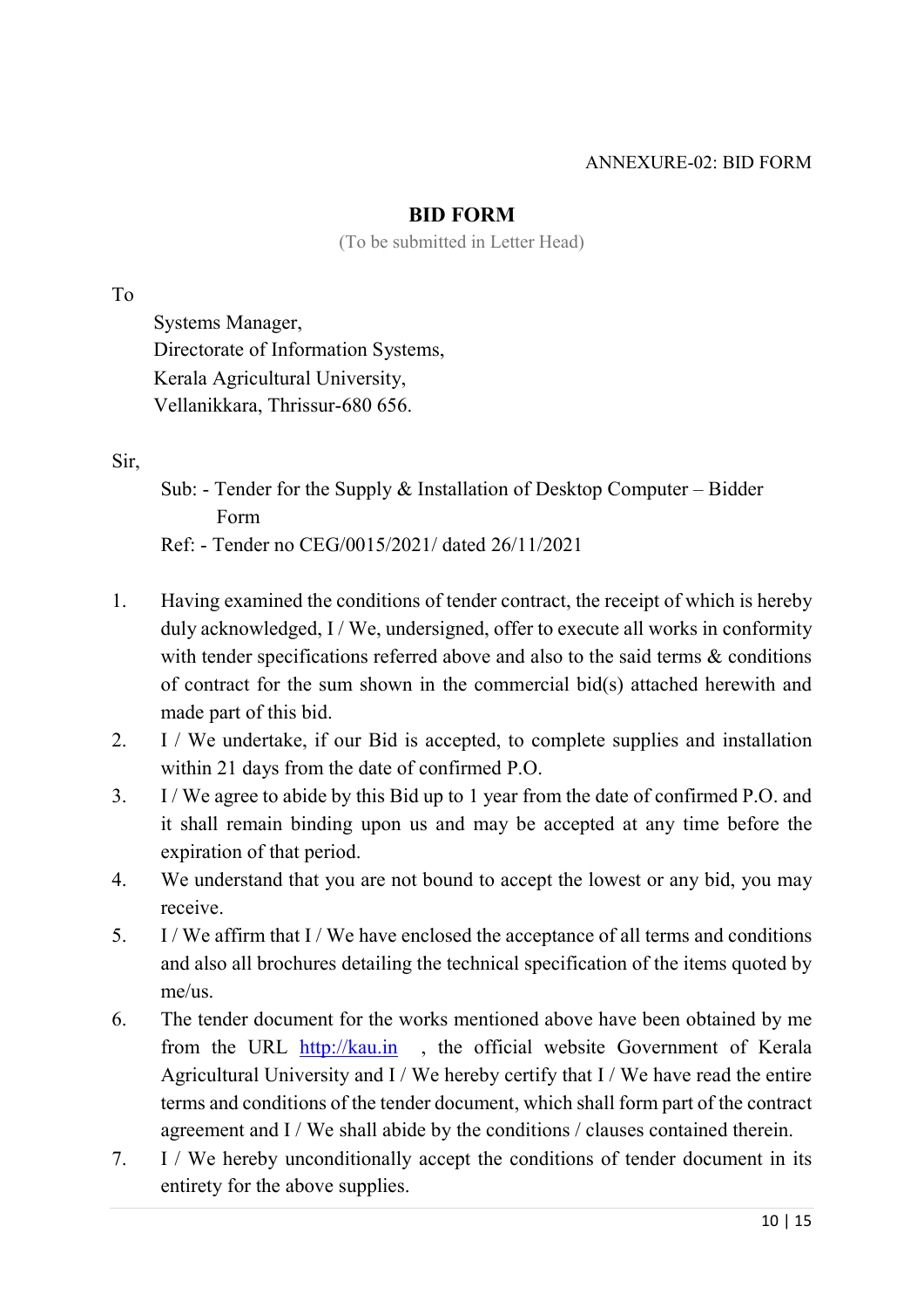ANNEXURE-02: BID FORM

# BID FORM

(To be submitted in Letter Head)

To

Systems Manager,
Directorate of Information Systems,
Kerala Agricultural University,
Vellanikkara, Thrissur-680 656.

Sir,

Sub: - Tender for the Supply & Installation of Desktop Computer – Bidder Form

Ref: - Tender no CEG/0015/2021/ dated 26/11/2021

1. Having examined the conditions of tender contract, the receipt of which is hereby duly acknowledged, I / We, undersigned, offer to execute all works in conformity with tender specifications referred above and also to the said terms & conditions of contract for the sum shown in the commercial bid(s) attached herewith and made part of this bid.
2. I / We undertake, if our Bid is accepted, to complete supplies and installation within 21 days from the date of confirmed P.O.
3. I / We agree to abide by this Bid up to 1 year from the date of confirmed P.O. and it shall remain binding upon us and may be accepted at any time before the expiration of that period.
4. We understand that you are not bound to accept the lowest or any bid, you may receive.
5. I / We affirm that I / We have enclosed the acceptance of all terms and conditions and also all brochures detailing the technical specification of the items quoted by me/us.
6. The tender document for the works mentioned above have been obtained by me from the URL [http://kau.in](http://kau.in) , the official website Government of Kerala Agricultural University and I / We hereby certify that I / We have read the entire terms and conditions of the tender document, which shall form part of the contract agreement and I / We shall abide by the conditions / clauses contained therein.
7. I / We hereby unconditionally accept the conditions of tender document in its entirety for the above supplies.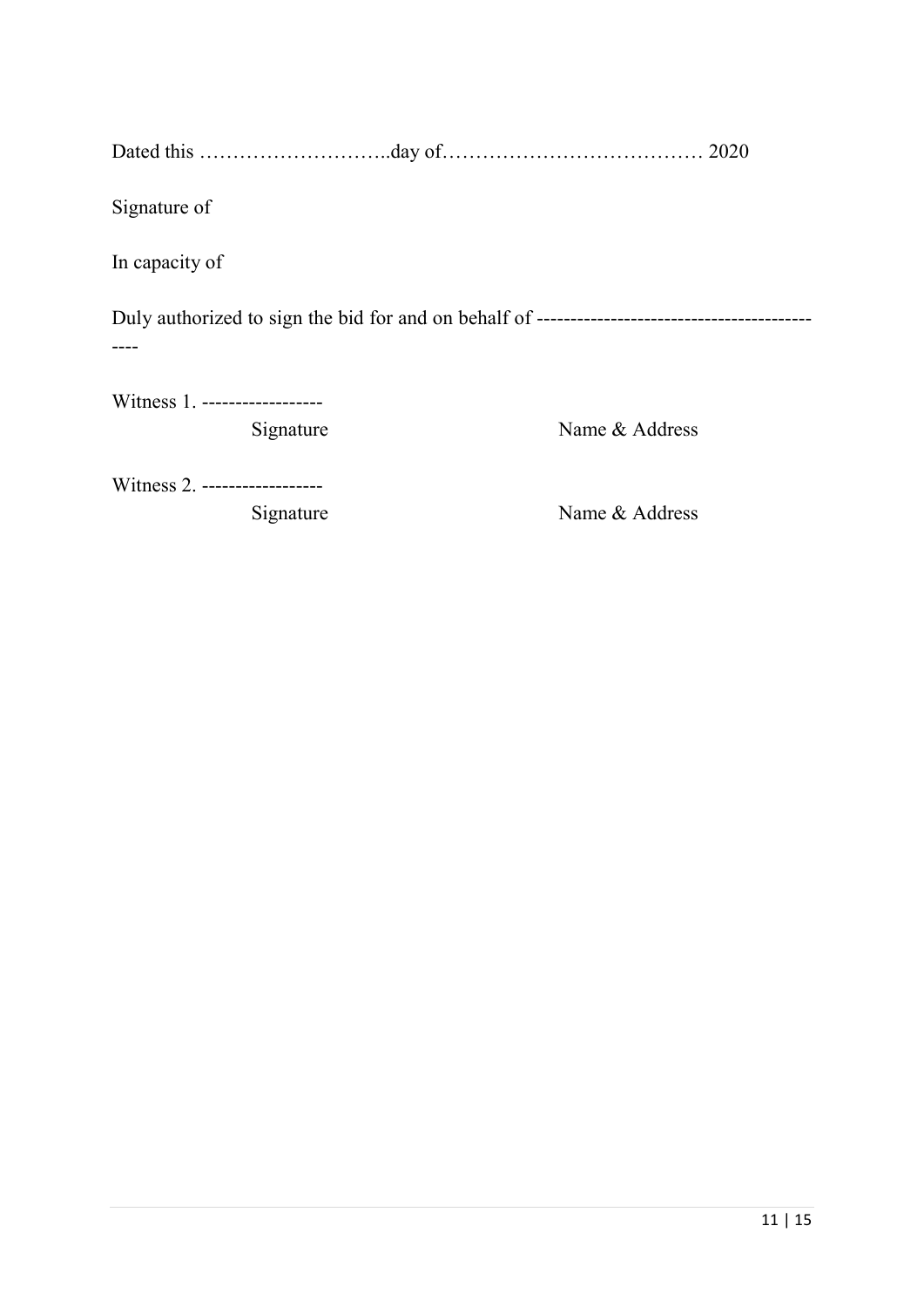Dated this ………………………..day of………………………………… 2020

Signature of

In capacity of

Duly authorized to sign the bid for and on behalf of --------------------------------------------

Witness 1. ------------------

Signature Name & Address

Witness 2. ------------------

Signature Name & Address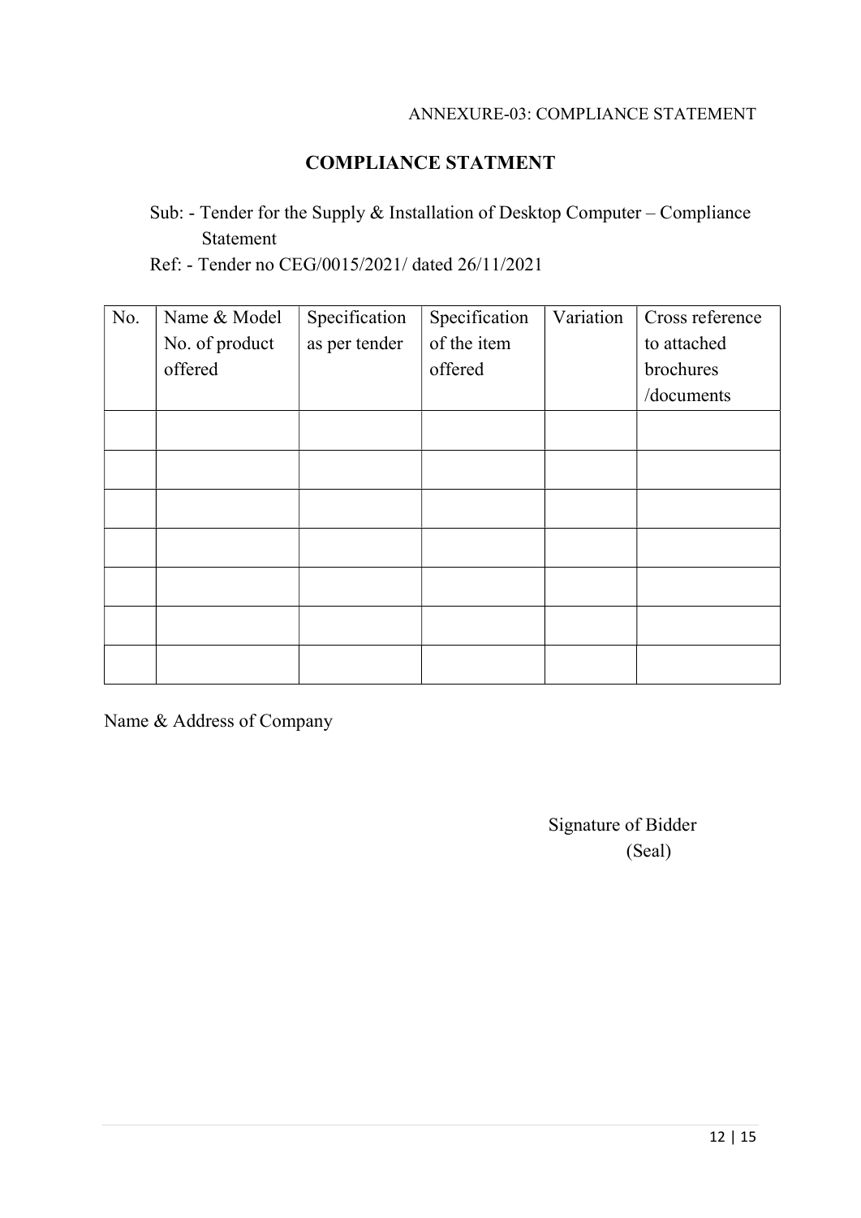ANNEXURE-03: COMPLIANCE STATEMENT

## COMPLIANCE STATMENT

Sub: - Tender for the Supply & Installation of Desktop Computer – Compliance Statement

Ref: - Tender no CEG/0015/2021/ dated 26/11/2021

| No. | Name & Model No. of product offered | Specification as per tender | Specification of the item offered | Variation | Cross reference to attached brochures /documents |
|---|---|---|---|---|---|
| | | | | | |
| | | | | | |
| | | | | | |
| | | | | | |
| | | | | | |
| | | | | | |
| | | | | | |

Name & Address of Company

Signature of Bidder
(Seal)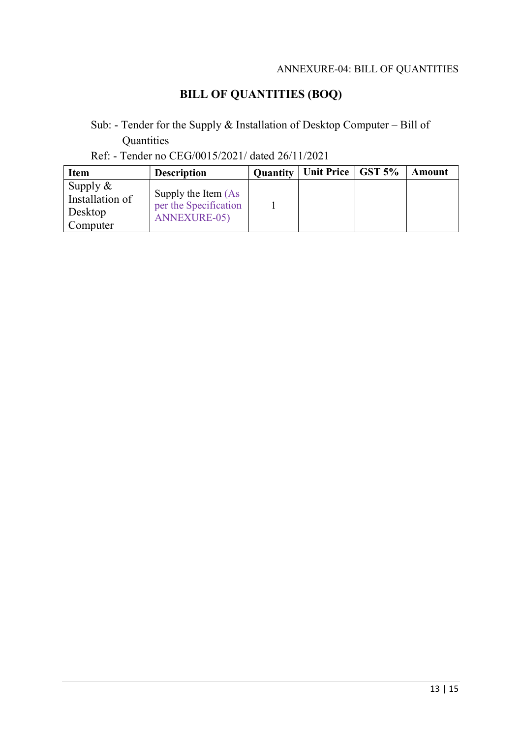ANNEXURE-04: BILL OF QUANTITIES

# BILL OF QUANTITIES (BOQ)

Sub: - Tender for the Supply & Installation of Desktop Computer – Bill of Quantities

Ref: - Tender no CEG/0015/2021/ dated 26/11/2021

| Item | Description | Quantity | Unit Price | GST 5% | Amount |
|---|---|---|---|---|---|
| Supply & Installation of Desktop Computer | Supply the Item (As per the Specification ANNEXURE-05) | 1 | | | |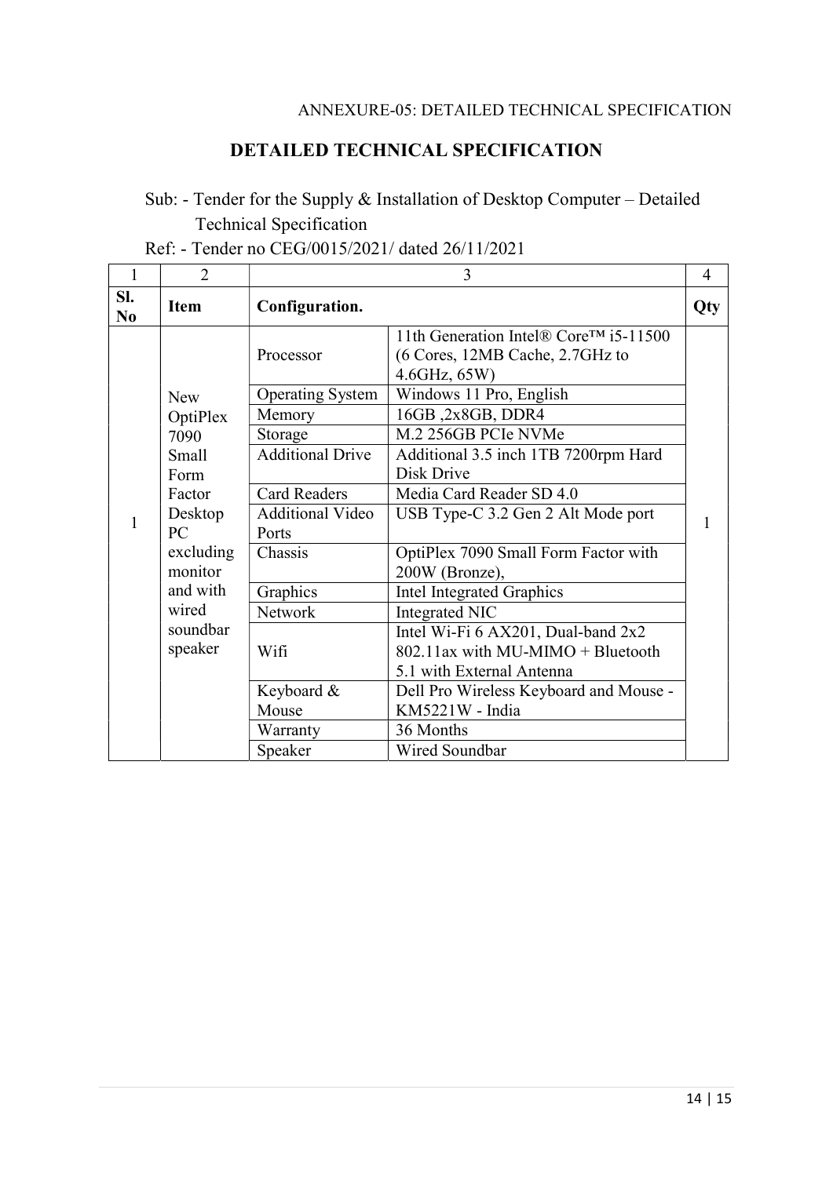ANNEXURE-05: DETAILED TECHNICAL SPECIFICATION

# DETAILED TECHNICAL SPECIFICATION

Sub: - Tender for the Supply & Installation of Desktop Computer – Detailed Technical Specification

Ref: - Tender no CEG/0015/2021/ dated 26/11/2021

| 1 | 2 | 3 | | 4 |
|---|---|---|---|---|
| **Sl. No** | **Item** | **Configuration.** | | **Qty** |
| 1 | New OptiPlex 7090 Small Form Factor Desktop PC excluding monitor and with wired soundbar speaker | Processor | 11th Generation Intel® Core™ i5-11500 (6 Cores, 12MB Cache, 2.7GHz to 4.6GHz, 65W) | 1 |
| | | Operating System | Windows 11 Pro, English | |
| | | Memory | 16GB ,2x8GB, DDR4 | |
| | | Storage | M.2 256GB PCIe NVMe | |
| | | Additional Drive | Additional 3.5 inch 1TB 7200rpm Hard Disk Drive | |
| | | Card Readers | Media Card Reader SD 4.0 | |
| | | Additional Video Ports | USB Type-C 3.2 Gen 2 Alt Mode port | |
| | | Chassis | OptiPlex 7090 Small Form Factor with 200W (Bronze), | |
| | | Graphics | Intel Integrated Graphics | |
| | | Network | Integrated NIC | |
| | | Wifi | Intel Wi-Fi 6 AX201, Dual-band 2x2 802.11ax with MU-MIMO + Bluetooth 5.1 with External Antenna | |
| | | Keyboard & Mouse | Dell Pro Wireless Keyboard and Mouse - KM5221W - India | |
| | | Warranty | 36 Months | |
| | | Speaker | Wired Soundbar | |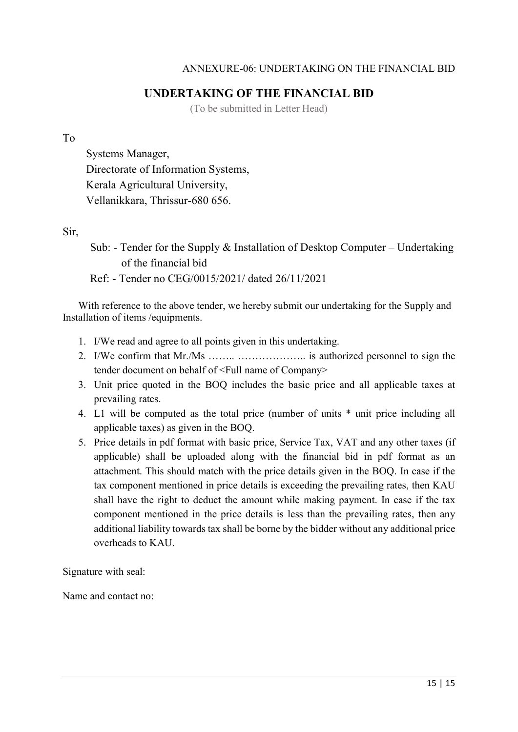ANNEXURE-06: UNDERTAKING ON THE FINANCIAL BID

## UNDERTAKING OF THE FINANCIAL BID

(To be submitted in Letter Head)

To

Systems Manager,
Directorate of Information Systems,
Kerala Agricultural University,
Vellanikkara, Thrissur-680 656.

Sir,

Sub: - Tender for the Supply & Installation of Desktop Computer – Undertaking of the financial bid

Ref: - Tender no CEG/0015/2021/ dated 26/11/2021

With reference to the above tender, we hereby submit our undertaking for the Supply and Installation of items /equipments.

1. I/We read and agree to all points given in this undertaking.
2. I/We confirm that Mr./Ms …….. ……………….. is authorized personnel to sign the tender document on behalf of <Full name of Company>
3. Unit price quoted in the BOQ includes the basic price and all applicable taxes at prevailing rates.
4. L1 will be computed as the total price (number of units * unit price including all applicable taxes) as given in the BOQ.
5. Price details in pdf format with basic price, Service Tax, VAT and any other taxes (if applicable) shall be uploaded along with the financial bid in pdf format as an attachment. This should match with the price details given in the BOQ. In case if the tax component mentioned in price details is exceeding the prevailing rates, then KAU shall have the right to deduct the amount while making payment. In case if the tax component mentioned in the price details is less than the prevailing rates, then any additional liability towards tax shall be borne by the bidder without any additional price overheads to KAU.

Signature with seal:

Name and contact no: